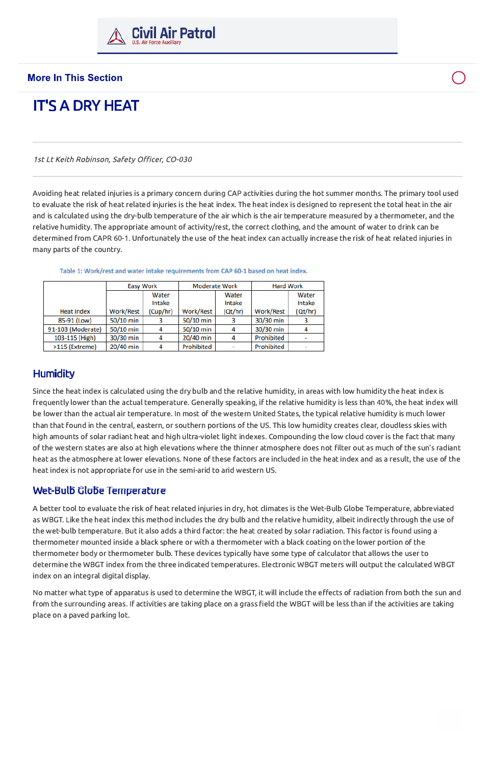More In This Section

# IT'S A DRY HEAT

*1st Lt Keith Robinson, Safety Officer, CO-030*

Avoiding heat related injuries is a primary concern during CAP activities during the hot summer months. The primary tool used to evaluate the risk of heat related injuries is the heat index. The heat index is designed to represent the total heat in the air and is calculated using the dry-bulb temperature of the air which is the air temperature measured by a thermometer, and the relative humidity. The appropriate amount of activity/rest, the correct clothing, and the amount of water to drink can be determined from CAPR 60-1. Unfortunately the use of the heat index can actually increase the risk of heat related injuries in many parts of the country.

Table 1: Work/rest and water intake requirements from CAP 60-1 based on heat index.

| Heat Index | Easy Work | | Moderate Work | | Hard Work | |
|---|---|---|---|---|---|---|
| | Work/Rest | Water Intake (Cup/hr) | Work/Rest | Water Intake (Qt/hr) | Work/Rest | Water Intake (Qt/hr) |
| 85-91 (Low) | 50/10 min | 3 | 50/10 min | 3 | 30/30 min | 3 |
| 91-103 (Moderate) | 50/10 min | 4 | 50/10 min | 4 | 30/30 min | 4 |
| 103-115 (High) | 30/30 min | 4 | 20/40 min | 4 | Prohibited | - |
| >115 (Extreme) | 20/40 min | 4 | Prohibited | - | Prohibited | - |

## Humidity

Since the heat index is calculated using the dry bulb and the relative humidity, in areas with low humidity the heat index is frequently lower than the actual temperature. Generally speaking, if the relative humidity is less than 40%, the heat index will be lower than the actual air temperature. In most of the western United States, the typical relative humidity is much lower than that found in the central, eastern, or southern portions of the US. This low humidity creates clear, cloudless skies with high amounts of solar radiant heat and high ultra-violet light indexes. Compounding the low cloud cover is the fact that many of the western states are also at high elevations where the thinner atmosphere does not filter out as much of the sun's radiant heat as the atmosphere at lower elevations. None of these factors are included in the heat index and as a result, the use of the heat index is not appropriate for use in the semi-arid to arid western US.

## Wet-Bulb Globe Temperature

A better tool to evaluate the risk of heat related injuries in dry, hot climates is the Wet-Bulb Globe Temperature, abbreviated as WBGT. Like the heat index this method includes the dry bulb and the relative humidity, albeit indirectly through the use of the wet-bulb temperature. But it also adds a third factor: the heat created by solar radiation. This factor is found using a thermometer mounted inside a black sphere or with a thermometer with a black coating on the lower portion of the thermometer body or thermometer bulb. These devices typically have some type of calculator that allows the user to determine the WBGT index from the three indicated temperatures. Electronic WBGT meters will output the calculated WBGT index on an integral digital display.

No matter what type of apparatus is used to determine the WBGT, it will include the effects of radiation from both the sun and from the surrounding areas. If activities are taking place on a grass field the WBGT will be less than if the activities are taking place on a paved parking lot.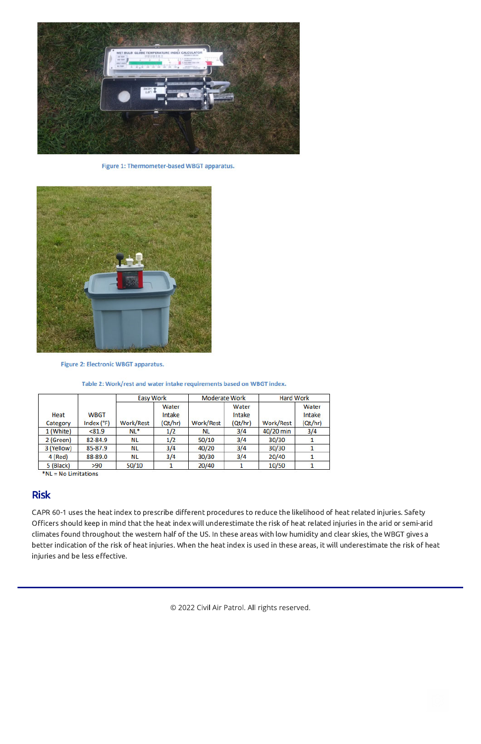Figure 1: Thermometer-based WBGT apparatus.

Figure 2: Electronic WBGT apparatus.

Table 2: Work/rest and water intake requirements based on WBGT index.

| Heat Category | WBGT Index (°F) | Easy Work Work/Rest | Easy Work Water Intake (Qt/hr) | Moderate Work Work/Rest | Moderate Work Water Intake (Qt/hr) | Hard Work Work/Rest | Hard Work Water Intake (Qt/hr) |
|---|---|---|---|---|---|---|---|
| 1 (White) | <81.9 | NL* | 1/2 | NL | 3/4 | 40/20 min | 3/4 |
| 2 (Green) | 82-84.9 | NL | 1/2 | 50/10 | 3/4 | 30/30 | 1 |
| 3 (Yellow) | 85-87.9 | NL | 3/4 | 40/20 | 3/4 | 30/30 | 1 |
| 4 (Red) | 88-89.0 | NL | 3/4 | 30/30 | 3/4 | 20/40 | 1 |
| 5 (Black) | >90 | 50/10 | 1 | 20/40 | 1 | 10/50 | 1 |

*NL = No Limitations

## Risk

CAPR 60-1 uses the heat index to prescribe different procedures to reduce the likelihood of heat related injuries. Safety Officers should keep in mind that the heat index will underestimate the risk of heat related injuries in the arid or semi-arid climates found throughout the western half of the US. In these areas with low humidity and clear skies, the WBGT gives a better indication of the risk of heat injuries. When the heat index is used in these areas, it will underestimate the risk of heat injuries and be less effective.

© 2022 Civil Air Patrol. All rights reserved.